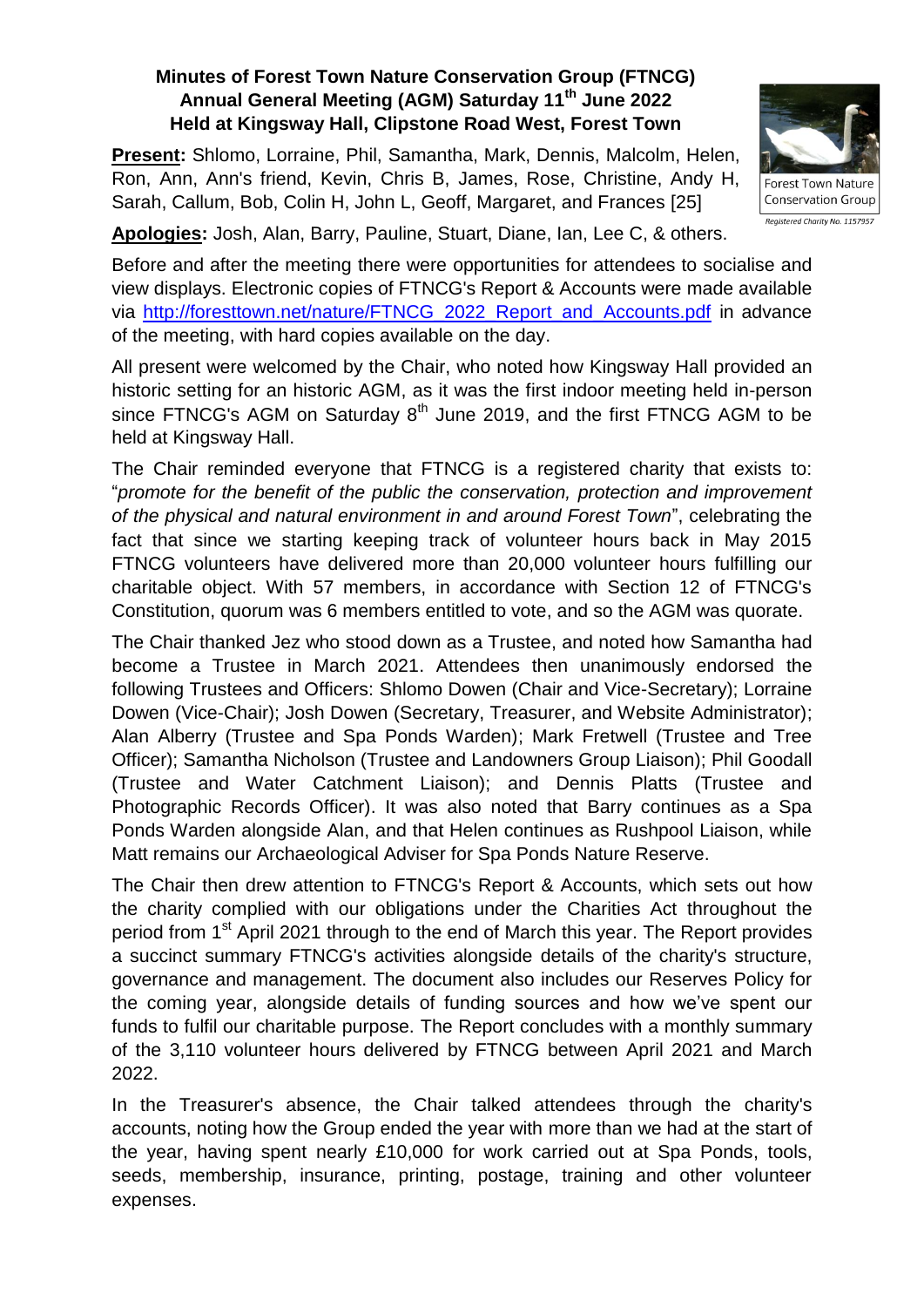**Minutes of Forest Town Nature Conservation Group (FTNCG) Annual General Meeting (AGM) Saturday 11th June 2022 Held at Kingsway Hall, Clipstone Road West, Forest Town**

Forest Town Nature Conservation Group

*Registered Charity No. 1157957*

**Present:** Shlomo, Lorraine, Phil, Samantha, Mark, Dennis, Malcolm, Helen, Ron, Ann, Ann's friend, Kevin, Chris B, James, Rose, Christine, Andy H, Sarah, Callum, Bob, Colin H, John L, Geoff, Margaret, and Frances [25]

**Apologies:** Josh, Alan, Barry, Pauline, Stuart, Diane, Ian, Lee C, & others.

Before and after the meeting there were opportunities for attendees to socialise and view displays. Electronic copies of FTNCG's Report & Accounts were made available via http://foresttown.net/nature/FTNCG_2022_Report_and_Accounts.pdf in advance of the meeting, with hard copies available on the day.

All present were welcomed by the Chair, who noted how Kingsway Hall provided an historic setting for an historic AGM, as it was the first indoor meeting held in-person since FTNCG's AGM on Saturday 8th June 2019, and the first FTNCG AGM to be held at Kingsway Hall.

The Chair reminded everyone that FTNCG is a registered charity that exists to: "*promote for the benefit of the public the conservation, protection and improvement of the physical and natural environment in and around Forest Town*", celebrating the fact that since we starting keeping track of volunteer hours back in May 2015 FTNCG volunteers have delivered more than 20,000 volunteer hours fulfilling our charitable object. With 57 members, in accordance with Section 12 of FTNCG's Constitution, quorum was 6 members entitled to vote, and so the AGM was quorate.

The Chair thanked Jez who stood down as a Trustee, and noted how Samantha had become a Trustee in March 2021. Attendees then unanimously endorsed the following Trustees and Officers: Shlomo Dowen (Chair and Vice-Secretary); Lorraine Dowen (Vice-Chair); Josh Dowen (Secretary, Treasurer, and Website Administrator); Alan Alberry (Trustee and Spa Ponds Warden); Mark Fretwell (Trustee and Tree Officer); Samantha Nicholson (Trustee and Landowners Group Liaison); Phil Goodall (Trustee and Water Catchment Liaison); and Dennis Platts (Trustee and Photographic Records Officer). It was also noted that Barry continues as a Spa Ponds Warden alongside Alan, and that Helen continues as Rushpool Liaison, while Matt remains our Archaeological Adviser for Spa Ponds Nature Reserve.

The Chair then drew attention to FTNCG's Report & Accounts, which sets out how the charity complied with our obligations under the Charities Act throughout the period from 1st April 2021 through to the end of March this year. The Report provides a succinct summary FTNCG's activities alongside details of the charity's structure, governance and management. The document also includes our Reserves Policy for the coming year, alongside details of funding sources and how we've spent our funds to fulfil our charitable purpose. The Report concludes with a monthly summary of the 3,110 volunteer hours delivered by FTNCG between April 2021 and March 2022.

In the Treasurer's absence, the Chair talked attendees through the charity's accounts, noting how the Group ended the year with more than we had at the start of the year, having spent nearly £10,000 for work carried out at Spa Ponds, tools, seeds, membership, insurance, printing, postage, training and other volunteer expenses.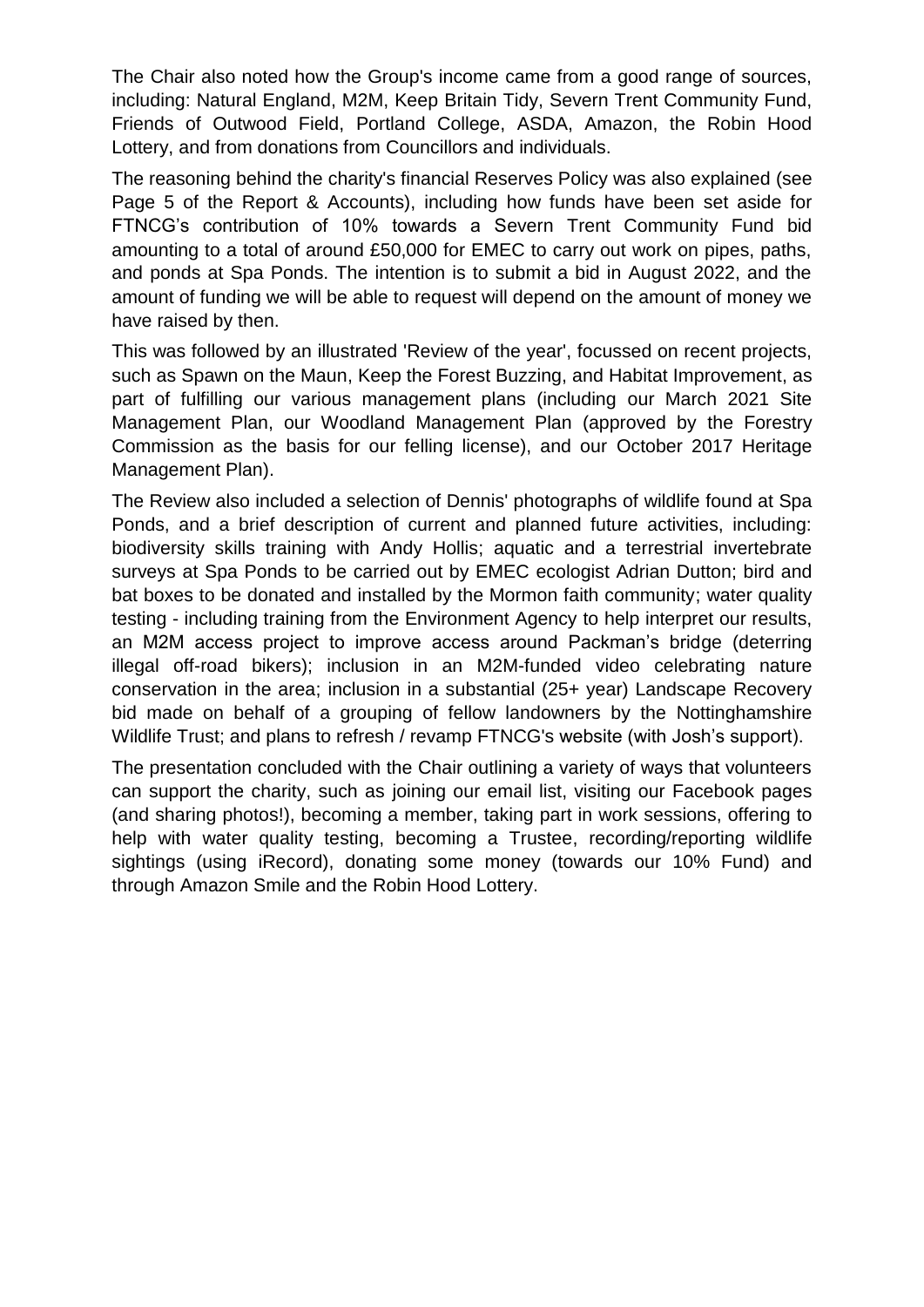The Chair also noted how the Group's income came from a good range of sources, including: Natural England, M2M, Keep Britain Tidy, Severn Trent Community Fund, Friends of Outwood Field, Portland College, ASDA, Amazon, the Robin Hood Lottery, and from donations from Councillors and individuals.

The reasoning behind the charity's financial Reserves Policy was also explained (see Page 5 of the Report & Accounts), including how funds have been set aside for FTNCG's contribution of 10% towards a Severn Trent Community Fund bid amounting to a total of around £50,000 for EMEC to carry out work on pipes, paths, and ponds at Spa Ponds. The intention is to submit a bid in August 2022, and the amount of funding we will be able to request will depend on the amount of money we have raised by then.

This was followed by an illustrated 'Review of the year', focussed on recent projects, such as Spawn on the Maun, Keep the Forest Buzzing, and Habitat Improvement, as part of fulfilling our various management plans (including our March 2021 Site Management Plan, our Woodland Management Plan (approved by the Forestry Commission as the basis for our felling license), and our October 2017 Heritage Management Plan).

The Review also included a selection of Dennis' photographs of wildlife found at Spa Ponds, and a brief description of current and planned future activities, including: biodiversity skills training with Andy Hollis; aquatic and a terrestrial invertebrate surveys at Spa Ponds to be carried out by EMEC ecologist Adrian Dutton; bird and bat boxes to be donated and installed by the Mormon faith community; water quality testing - including training from the Environment Agency to help interpret our results, an M2M access project to improve access around Packman's bridge (deterring illegal off-road bikers); inclusion in an M2M-funded video celebrating nature conservation in the area; inclusion in a substantial (25+ year) Landscape Recovery bid made on behalf of a grouping of fellow landowners by the Nottinghamshire Wildlife Trust; and plans to refresh / revamp FTNCG's website (with Josh's support).

The presentation concluded with the Chair outlining a variety of ways that volunteers can support the charity, such as joining our email list, visiting our Facebook pages (and sharing photos!), becoming a member, taking part in work sessions, offering to help with water quality testing, becoming a Trustee, recording/reporting wildlife sightings (using iRecord), donating some money (towards our 10% Fund) and through Amazon Smile and the Robin Hood Lottery.